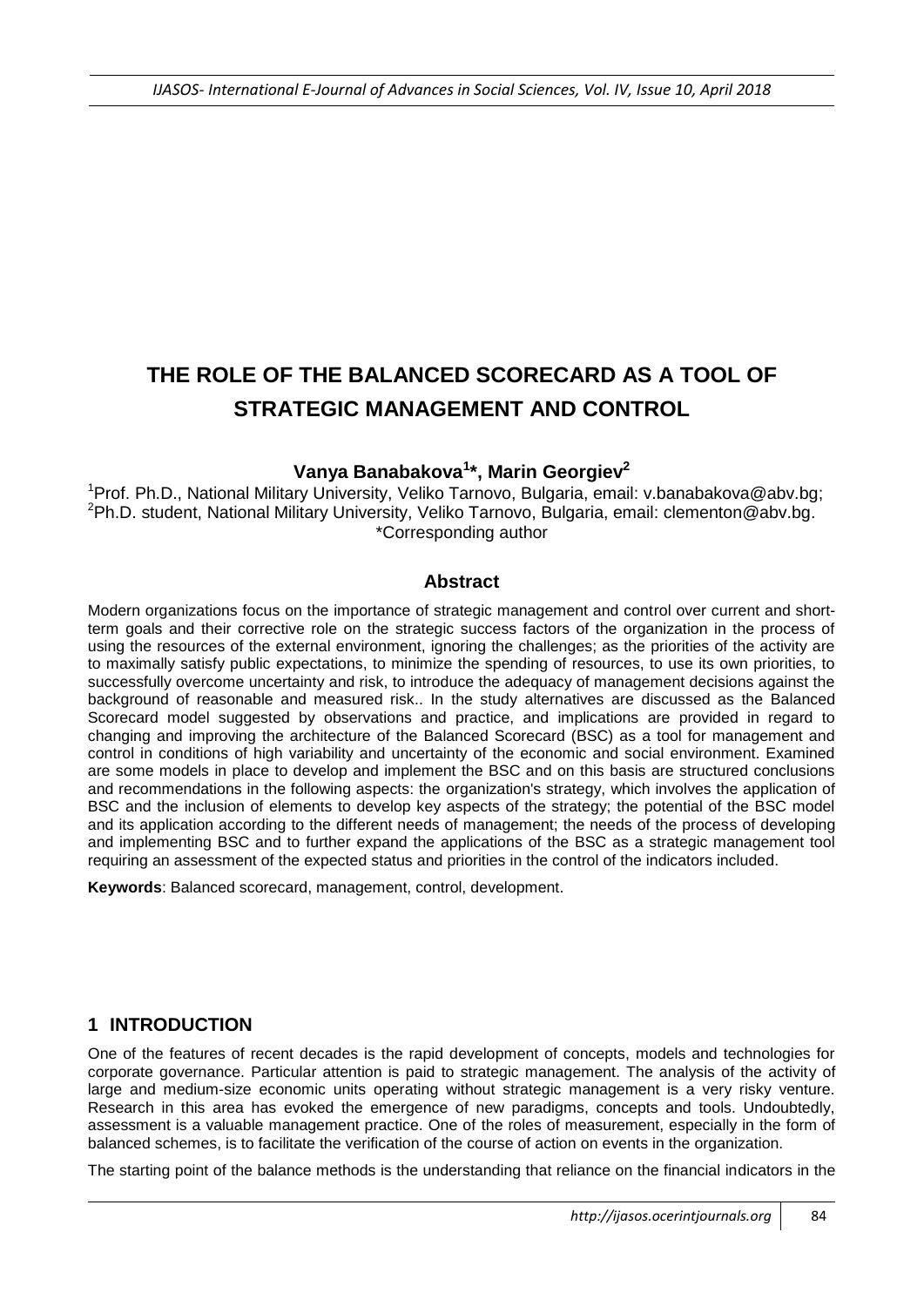# THE ROLE OF THE BALANCED SCORECARD AS A TOOL OF STRATEGIC MANAGEMENT AND CONTROL

**Vanya Banabakova[1]*, Marin Georgiev[2]**

[1]Prof. Ph.D., National Military University, Veliko Tarnovo, Bulgaria, email: v.banabakova@abv.bg;
[2]Ph.D. student, National Military University, Veliko Tarnovo, Bulgaria, email: clementon@abv.bg.
*Corresponding author

## Abstract

Modern organizations focus on the importance of strategic management and control over current and short-term goals and their corrective role on the strategic success factors of the organization in the process of using the resources of the external environment, ignoring the challenges; as the priorities of the activity are to maximally satisfy public expectations, to minimize the spending of resources, to use its own priorities, to successfully overcome uncertainty and risk, to introduce the adequacy of management decisions against the background of reasonable and measured risk.. In the study alternatives are discussed as the Balanced Scorecard model suggested by observations and practice, and implications are provided in regard to changing and improving the architecture of the Balanced Scorecard (BSC) as a tool for management and control in conditions of high variability and uncertainty of the economic and social environment. Examined are some models in place to develop and implement the BSC and on this basis are structured conclusions and recommendations in the following aspects: the organization's strategy, which involves the application of BSC and the inclusion of elements to develop key aspects of the strategy; the potential of the BSC model and its application according to the different needs of management; the needs of the process of developing and implementing BSC and to further expand the applications of the BSC as a strategic management tool requiring an assessment of the expected status and priorities in the control of the indicators included.

**Keywords**: Balanced scorecard, management, control, development.

## 1 INTRODUCTION

One of the features of recent decades is the rapid development of concepts, models and technologies for corporate governance. Particular attention is paid to strategic management. The analysis of the activity of large and medium-size economic units operating without strategic management is a very risky venture. Research in this area has evoked the emergence of new paradigms, concepts and tools. Undoubtedly, assessment is a valuable management practice. One of the roles of measurement, especially in the form of balanced schemes, is to facilitate the verification of the course of action on events in the organization.

The starting point of the balance methods is the understanding that reliance on the financial indicators in the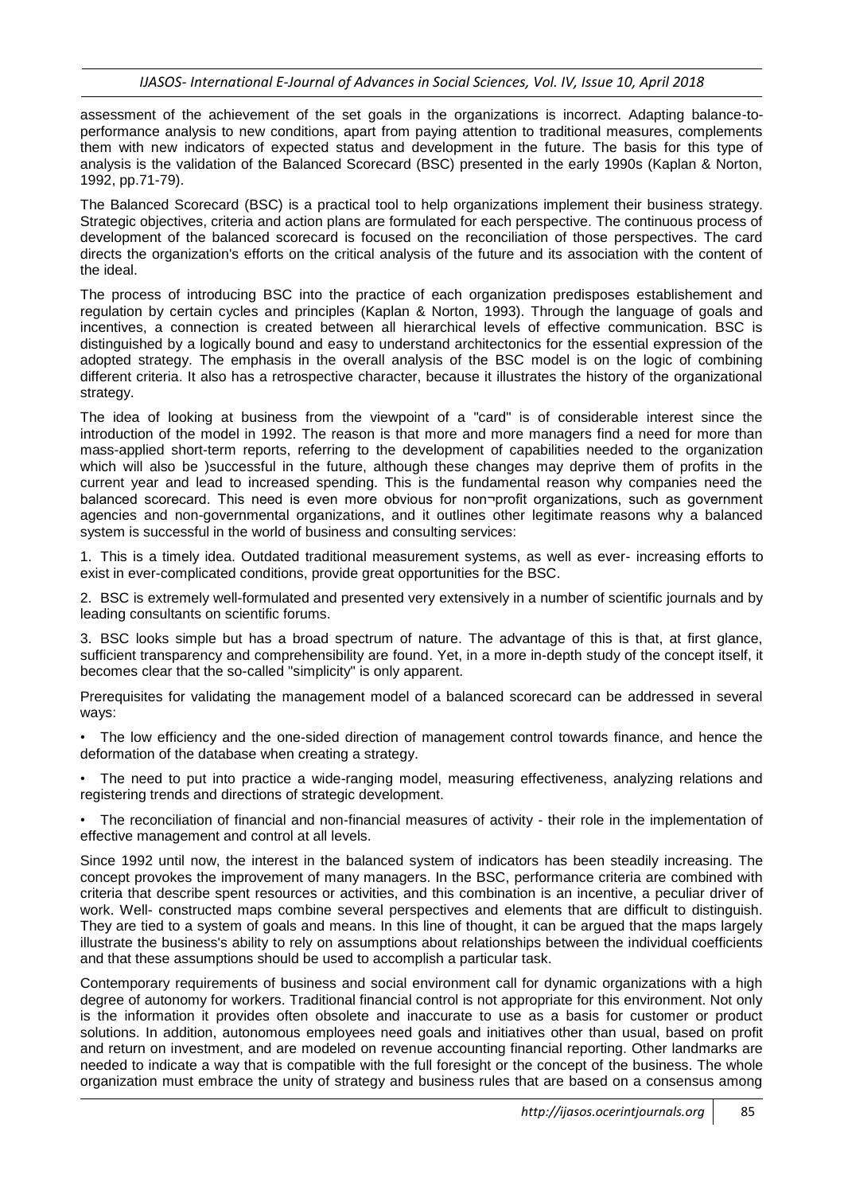assessment of the achievement of the set goals in the organizations is incorrect. Adapting balance-to-performance analysis to new conditions, apart from paying attention to traditional measures, complements them with new indicators of expected status and development in the future. The basis for this type of analysis is the validation of the Balanced Scorecard (BSC) presented in the early 1990s (Kaplan & Norton, 1992, pp.71-79).

The Balanced Scorecard (BSC) is a practical tool to help organizations implement their business strategy. Strategic objectives, criteria and action plans are formulated for each perspective. The continuous process of development of the balanced scorecard is focused on the reconciliation of those perspectives. The card directs the organization's efforts on the critical analysis of the future and its association with the content of the ideal.

The process of introducing BSC into the practice of each organization predisposes establishement and regulation by certain cycles and principles (Kaplan & Norton, 1993). Through the language of goals and incentives, a connection is created between all hierarchical levels of effective communication. BSC is distinguished by a logically bound and easy to understand architectonics for the essential expression of the adopted strategy. The emphasis in the overall analysis of the BSC model is on the logic of combining different criteria. It also has a retrospective character, because it illustrates the history of the organizational strategy.

The idea of looking at business from the viewpoint of a "card" is of considerable interest since the introduction of the model in 1992. The reason is that more and more managers find a need for more than mass-applied short-term reports, referring to the development of capabilities needed to the organization which will also be )successful in the future, although these changes may deprive them of profits in the current year and lead to increased spending. This is the fundamental reason why companies need the balanced scorecard. This need is even more obvious for non¬profit organizations, such as government agencies and non-governmental organizations, and it outlines other legitimate reasons why a balanced system is successful in the world of business and consulting services:

1. This is a timely idea. Outdated traditional measurement systems, as well as ever- increasing efforts to exist in ever-complicated conditions, provide great opportunities for the BSC.

2. BSC is extremely well-formulated and presented very extensively in a number of scientific journals and by leading consultants on scientific forums.

3. BSC looks simple but has a broad spectrum of nature. The advantage of this is that, at first glance, sufficient transparency and comprehensibility are found. Yet, in a more in-depth study of the concept itself, it becomes clear that the so-called "simplicity" is only apparent.

Prerequisites for validating the management model of a balanced scorecard can be addressed in several ways:

- The low efficiency and the one-sided direction of management control towards finance, and hence the deformation of the database when creating a strategy.
- The need to put into practice a wide-ranging model, measuring effectiveness, analyzing relations and registering trends and directions of strategic development.
- The reconciliation of financial and non-financial measures of activity - their role in the implementation of effective management and control at all levels.

Since 1992 until now, the interest in the balanced system of indicators has been steadily increasing. The concept provokes the improvement of many managers. In the BSC, performance criteria are combined with criteria that describe spent resources or activities, and this combination is an incentive, a peculiar driver of work. Well- constructed maps combine several perspectives and elements that are difficult to distinguish. They are tied to a system of goals and means. In this line of thought, it can be argued that the maps largely illustrate the business's ability to rely on assumptions about relationships between the individual coefficients and that these assumptions should be used to accomplish a particular task.

Contemporary requirements of business and social environment call for dynamic organizations with a high degree of autonomy for workers. Traditional financial control is not appropriate for this environment. Not only is the information it provides often obsolete and inaccurate to use as a basis for customer or product solutions. In addition, autonomous employees need goals and initiatives other than usual, based on profit and return on investment, and are modeled on revenue accounting financial reporting. Other landmarks are needed to indicate a way that is compatible with the full foresight or the concept of the business. The whole organization must embrace the unity of strategy and business rules that are based on a consensus among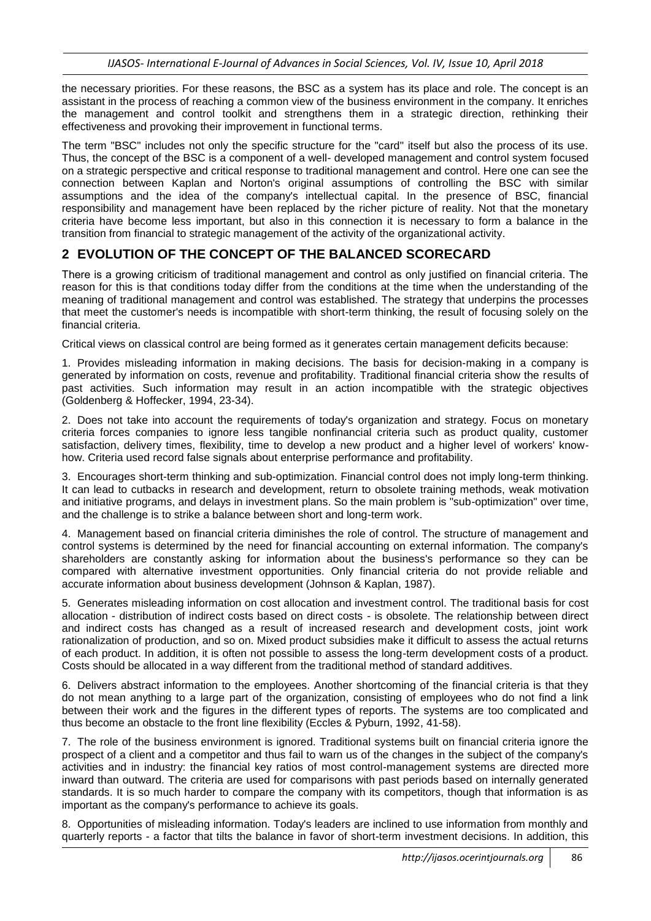the necessary priorities. For these reasons, the BSC as a system has its place and role. The concept is an assistant in the process of reaching a common view of the business environment in the company. It enriches the management and control toolkit and strengthens them in a strategic direction, rethinking their effectiveness and provoking their improvement in functional terms.

The term "BSC" includes not only the specific structure for the "card" itself but also the process of its use. Thus, the concept of the BSC is a component of a well- developed management and control system focused on a strategic perspective and critical response to traditional management and control. Here one can see the connection between Kaplan and Norton's original assumptions of controlling the BSC with similar assumptions and the idea of the company's intellectual capital. In the presence of BSC, financial responsibility and management have been replaced by the richer picture of reality. Not that the monetary criteria have become less important, but also in this connection it is necessary to form a balance in the transition from financial to strategic management of the activity of the organizational activity.

## 2 EVOLUTION OF THE CONCEPT OF THE BALANCED SCORECARD

There is a growing criticism of traditional management and control as only justified on financial criteria. The reason for this is that conditions today differ from the conditions at the time when the understanding of the meaning of traditional management and control was established. The strategy that underpins the processes that meet the customer's needs is incompatible with short-term thinking, the result of focusing solely on the financial criteria.

Critical views on classical control are being formed as it generates certain management deficits because:

1. Provides misleading information in making decisions. The basis for decision-making in a company is generated by information on costs, revenue and profitability. Traditional financial criteria show the results of past activities. Such information may result in an action incompatible with the strategic objectives (Goldenberg & Hoffecker, 1994, 23-34).

2. Does not take into account the requirements of today's organization and strategy. Focus on monetary criteria forces companies to ignore less tangible nonfinancial criteria such as product quality, customer satisfaction, delivery times, flexibility, time to develop a new product and a higher level of workers' know-how. Criteria used record false signals about enterprise performance and profitability.

3. Encourages short-term thinking and sub-optimization. Financial control does not imply long-term thinking. It can lead to cutbacks in research and development, return to obsolete training methods, weak motivation and initiative programs, and delays in investment plans. So the main problem is "sub-optimization" over time, and the challenge is to strike a balance between short and long-term work.

4. Management based on financial criteria diminishes the role of control. The structure of management and control systems is determined by the need for financial accounting on external information. The company's shareholders are constantly asking for information about the business's performance so they can be compared with alternative investment opportunities. Only financial criteria do not provide reliable and accurate information about business development (Johnson & Kaplan, 1987).

5. Generates misleading information on cost allocation and investment control. The traditional basis for cost allocation - distribution of indirect costs based on direct costs - is obsolete. The relationship between direct and indirect costs has changed as a result of increased research and development costs, joint work rationalization of production, and so on. Mixed product subsidies make it difficult to assess the actual returns of each product. In addition, it is often not possible to assess the long-term development costs of a product. Costs should be allocated in a way different from the traditional method of standard additives.

6. Delivers abstract information to the employees. Another shortcoming of the financial criteria is that they do not mean anything to a large part of the organization, consisting of employees who do not find a link between their work and the figures in the different types of reports. The systems are too complicated and thus become an obstacle to the front line flexibility (Eccles & Pyburn, 1992, 41-58).

7. The role of the business environment is ignored. Traditional systems built on financial criteria ignore the prospect of a client and a competitor and thus fail to warn us of the changes in the subject of the company's activities and in industry: the financial key ratios of most control-management systems are directed more inward than outward. The criteria are used for comparisons with past periods based on internally generated standards. It is so much harder to compare the company with its competitors, though that information is as important as the company's performance to achieve its goals.

8. Opportunities of misleading information. Today's leaders are inclined to use information from monthly and quarterly reports - a factor that tilts the balance in favor of short-term investment decisions. In addition, this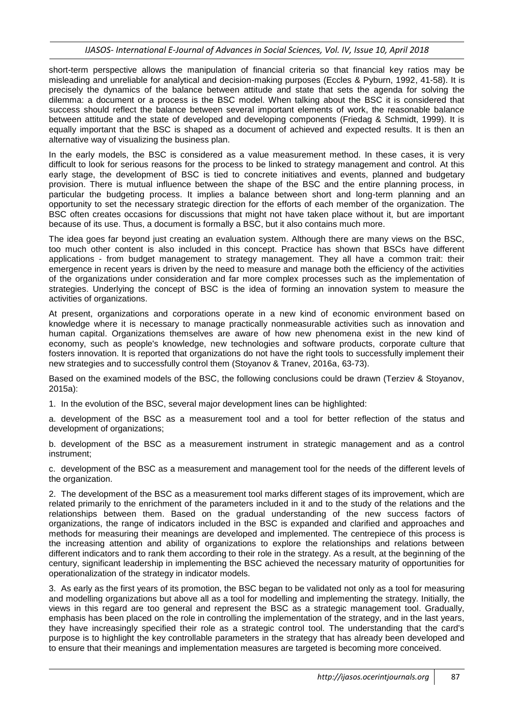short-term perspective allows the manipulation of financial criteria so that financial key ratios may be misleading and unreliable for analytical and decision-making purposes (Eccles & Pyburn, 1992, 41-58). It is precisely the dynamics of the balance between attitude and state that sets the agenda for solving the dilemma: a document or a process is the BSC model. When talking about the BSC it is considered that success should reflect the balance between several important elements of work, the reasonable balance between attitude and the state of developed and developing components (Friedag & Schmidt, 1999). It is equally important that the BSC is shaped as a document of achieved and expected results. It is then an alternative way of visualizing the business plan.

In the early models, the BSC is considered as a value measurement method. In these cases, it is very difficult to look for serious reasons for the process to be linked to strategy management and control. At this early stage, the development of BSC is tied to concrete initiatives and events, planned and budgetary provision. There is mutual influence between the shape of the BSC and the entire planning process, in particular the budgeting process. It implies a balance between short and long-term planning and an opportunity to set the necessary strategic direction for the efforts of each member of the organization. The BSC often creates occasions for discussions that might not have taken place without it, but are important because of its use. Thus, a document is formally a BSC, but it also contains much more.

The idea goes far beyond just creating an evaluation system. Although there are many views on the BSC, too much other content is also included in this concept. Practice has shown that BSCs have different applications - from budget management to strategy management. They all have a common trait: their emergence in recent years is driven by the need to measure and manage both the efficiency of the activities of the organizations under consideration and far more complex processes such as the implementation of strategies. Underlying the concept of BSC is the idea of forming an innovation system to measure the activities of organizations.

At present, organizations and corporations operate in a new kind of economic environment based on knowledge where it is necessary to manage practically nonmeasurable activities such as innovation and human capital. Organizations themselves are aware of how new phenomena exist in the new kind of economy, such as people's knowledge, new technologies and software products, corporate culture that fosters innovation. It is reported that organizations do not have the right tools to successfully implement their new strategies and to successfully control them (Stoyanov & Tranev, 2016a, 63-73).

Based on the examined models of the BSC, the following conclusions could be drawn (Terziev & Stoyanov, 2015a):

1. In the evolution of the BSC, several major development lines can be highlighted:

a. development of the BSC as a measurement tool and a tool for better reflection of the status and development of organizations;

b. development of the BSC as a measurement instrument in strategic management and as a control instrument;

c. development of the BSC as a measurement and management tool for the needs of the different levels of the organization.

2. The development of the BSC as a measurement tool marks different stages of its improvement, which are related primarily to the enrichment of the parameters included in it and to the study of the relations and the relationships between them. Based on the gradual understanding of the new success factors of organizations, the range of indicators included in the BSC is expanded and clarified and approaches and methods for measuring their meanings are developed and implemented. The centrepiece of this process is the increasing attention and ability of organizations to explore the relationships and relations between different indicators and to rank them according to their role in the strategy. As a result, at the beginning of the century, significant leadership in implementing the BSC achieved the necessary maturity of opportunities for operationalization of the strategy in indicator models.

3. As early as the first years of its promotion, the BSC began to be validated not only as a tool for measuring and modelling organizations but above all as a tool for modelling and implementing the strategy. Initially, the views in this regard are too general and represent the BSC as a strategic management tool. Gradually, emphasis has been placed on the role in controlling the implementation of the strategy, and in the last years, they have increasingly specified their role as a strategic control tool. The understanding that the card's purpose is to highlight the key controllable parameters in the strategy that has already been developed and to ensure that their meanings and implementation measures are targeted is becoming more conceived.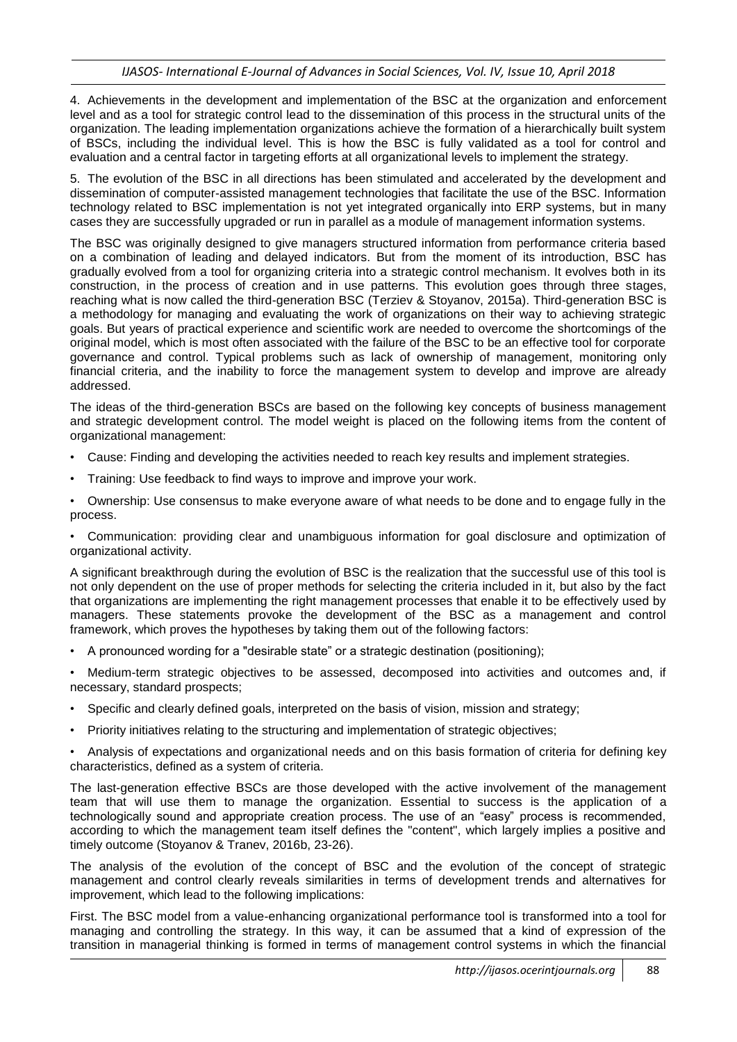4. Achievements in the development and implementation of the BSC at the organization and enforcement level and as a tool for strategic control lead to the dissemination of this process in the structural units of the organization. The leading implementation organizations achieve the formation of a hierarchically built system of BSCs, including the individual level. This is how the BSC is fully validated as a tool for control and evaluation and a central factor in targeting efforts at all organizational levels to implement the strategy.

5. The evolution of the BSC in all directions has been stimulated and accelerated by the development and dissemination of computer-assisted management technologies that facilitate the use of the BSC. Information technology related to BSC implementation is not yet integrated organically into ERP systems, but in many cases they are successfully upgraded or run in parallel as a module of management information systems.

The BSC was originally designed to give managers structured information from performance criteria based on a combination of leading and delayed indicators. But from the moment of its introduction, BSC has gradually evolved from a tool for organizing criteria into a strategic control mechanism. It evolves both in its construction, in the process of creation and in use patterns. This evolution goes through three stages, reaching what is now called the third-generation BSC (Terziev & Stoyanov, 2015a). Third-generation BSC is a methodology for managing and evaluating the work of organizations on their way to achieving strategic goals. But years of practical experience and scientific work are needed to overcome the shortcomings of the original model, which is most often associated with the failure of the BSC to be an effective tool for corporate governance and control. Typical problems such as lack of ownership of management, monitoring only financial criteria, and the inability to force the management system to develop and improve are already addressed.

The ideas of the third-generation BSCs are based on the following key concepts of business management and strategic development control. The model weight is placed on the following items from the content of organizational management:

- Cause: Finding and developing the activities needed to reach key results and implement strategies.
- Training: Use feedback to find ways to improve and improve your work.
- Ownership: Use consensus to make everyone aware of what needs to be done and to engage fully in the process.
- Communication: providing clear and unambiguous information for goal disclosure and optimization of organizational activity.

A significant breakthrough during the evolution of BSC is the realization that the successful use of this tool is not only dependent on the use of proper methods for selecting the criteria included in it, but also by the fact that organizations are implementing the right management processes that enable it to be effectively used by managers. These statements provoke the development of the BSC as a management and control framework, which proves the hypotheses by taking them out of the following factors:

- A pronounced wording for a "desirable state" or a strategic destination (positioning);
- Medium-term strategic objectives to be assessed, decomposed into activities and outcomes and, if necessary, standard prospects;
- Specific and clearly defined goals, interpreted on the basis of vision, mission and strategy;
- Priority initiatives relating to the structuring and implementation of strategic objectives;
- Analysis of expectations and organizational needs and on this basis formation of criteria for defining key characteristics, defined as a system of criteria.

The last-generation effective BSCs are those developed with the active involvement of the management team that will use them to manage the organization. Essential to success is the application of a technologically sound and appropriate creation process. The use of an "easy" process is recommended, according to which the management team itself defines the "content", which largely implies a positive and timely outcome (Stoyanov & Tranev, 2016b, 23-26).

The analysis of the evolution of the concept of BSC and the evolution of the concept of strategic management and control clearly reveals similarities in terms of development trends and alternatives for improvement, which lead to the following implications:

First. The BSC model from a value-enhancing organizational performance tool is transformed into a tool for managing and controlling the strategy. In this way, it can be assumed that a kind of expression of the transition in managerial thinking is formed in terms of management control systems in which the financial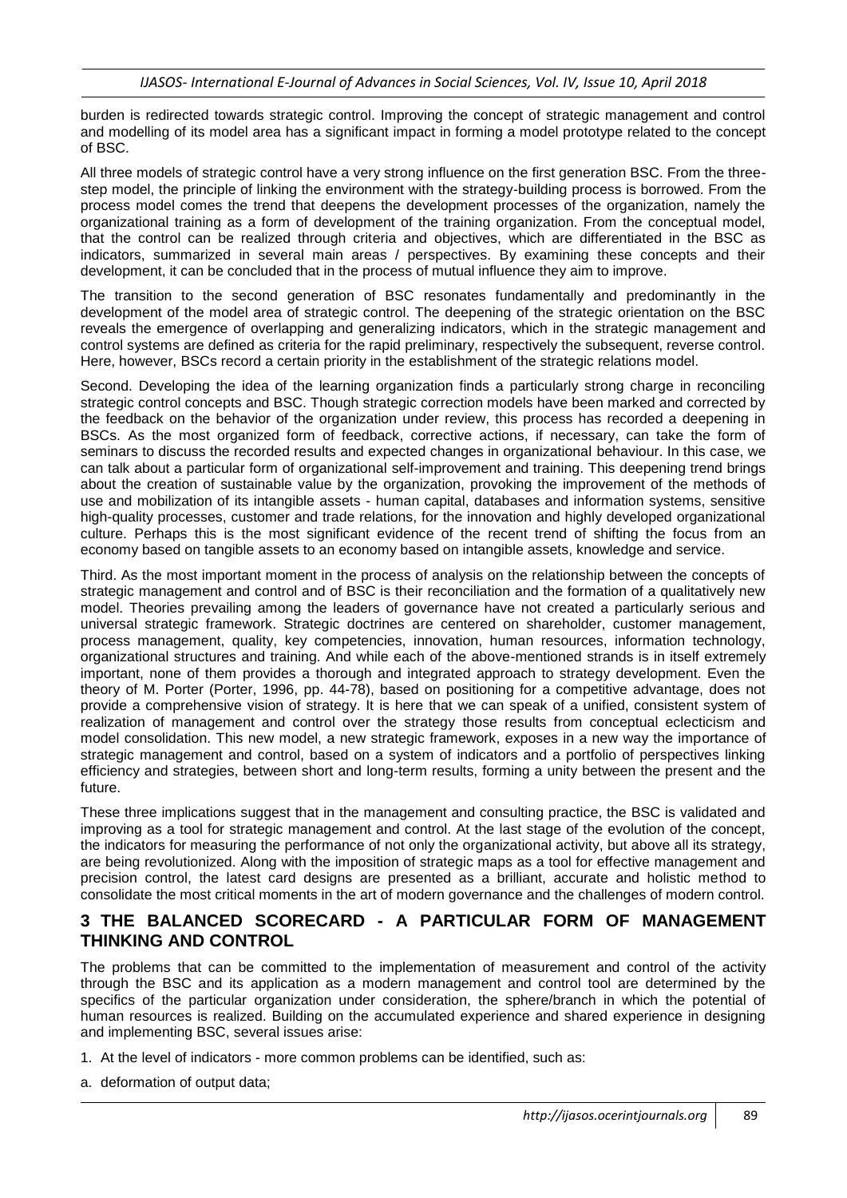burden is redirected towards strategic control. Improving the concept of strategic management and control and modelling of its model area has a significant impact in forming a model prototype related to the concept of BSC.

All three models of strategic control have a very strong influence on the first generation BSC. From the three-step model, the principle of linking the environment with the strategy-building process is borrowed. From the process model comes the trend that deepens the development processes of the organization, namely the organizational training as a form of development of the training organization. From the conceptual model, that the control can be realized through criteria and objectives, which are differentiated in the BSC as indicators, summarized in several main areas / perspectives. By examining these concepts and their development, it can be concluded that in the process of mutual influence they aim to improve.

The transition to the second generation of BSC resonates fundamentally and predominantly in the development of the model area of strategic control. The deepening of the strategic orientation on the BSC reveals the emergence of overlapping and generalizing indicators, which in the strategic management and control systems are defined as criteria for the rapid preliminary, respectively the subsequent, reverse control. Here, however, BSCs record a certain priority in the establishment of the strategic relations model.

Second. Developing the idea of the learning organization finds a particularly strong charge in reconciling strategic control concepts and BSC. Though strategic correction models have been marked and corrected by the feedback on the behavior of the organization under review, this process has recorded a deepening in BSCs. As the most organized form of feedback, corrective actions, if necessary, can take the form of seminars to discuss the recorded results and expected changes in organizational behaviour. In this case, we can talk about a particular form of organizational self-improvement and training. This deepening trend brings about the creation of sustainable value by the organization, provoking the improvement of the methods of use and mobilization of its intangible assets - human capital, databases and information systems, sensitive high-quality processes, customer and trade relations, for the innovation and highly developed organizational culture. Perhaps this is the most significant evidence of the recent trend of shifting the focus from an economy based on tangible assets to an economy based on intangible assets, knowledge and service.

Third. As the most important moment in the process of analysis on the relationship between the concepts of strategic management and control and of BSC is their reconciliation and the formation of a qualitatively new model. Theories prevailing among the leaders of governance have not created a particularly serious and universal strategic framework. Strategic doctrines are centered on shareholder, customer management, process management, quality, key competencies, innovation, human resources, information technology, organizational structures and training. And while each of the above-mentioned strands is in itself extremely important, none of them provides a thorough and integrated approach to strategy development. Even the theory of M. Porter (Porter, 1996, pp. 44-78), based on positioning for a competitive advantage, does not provide a comprehensive vision of strategy. It is here that we can speak of a unified, consistent system of realization of management and control over the strategy those results from conceptual eclecticism and model consolidation. This new model, a new strategic framework, exposes in a new way the importance of strategic management and control, based on a system of indicators and a portfolio of perspectives linking efficiency and strategies, between short and long-term results, forming a unity between the present and the future.

These three implications suggest that in the management and consulting practice, the BSC is validated and improving as a tool for strategic management and control. At the last stage of the evolution of the concept, the indicators for measuring the performance of not only the organizational activity, but above all its strategy, are being revolutionized. Along with the imposition of strategic maps as a tool for effective management and precision control, the latest card designs are presented as a brilliant, accurate and holistic method to consolidate the most critical moments in the art of modern governance and the challenges of modern control.

## 3 THE BALANCED SCORECARD - A PARTICULAR FORM OF MANAGEMENT THINKING AND CONTROL

The problems that can be committed to the implementation of measurement and control of the activity through the BSC and its application as a modern management and control tool are determined by the specifics of the particular organization under consideration, the sphere/branch in which the potential of human resources is realized. Building on the accumulated experience and shared experience in designing and implementing BSC, several issues arise:

1. At the level of indicators - more common problems can be identified, such as:

a. deformation of output data;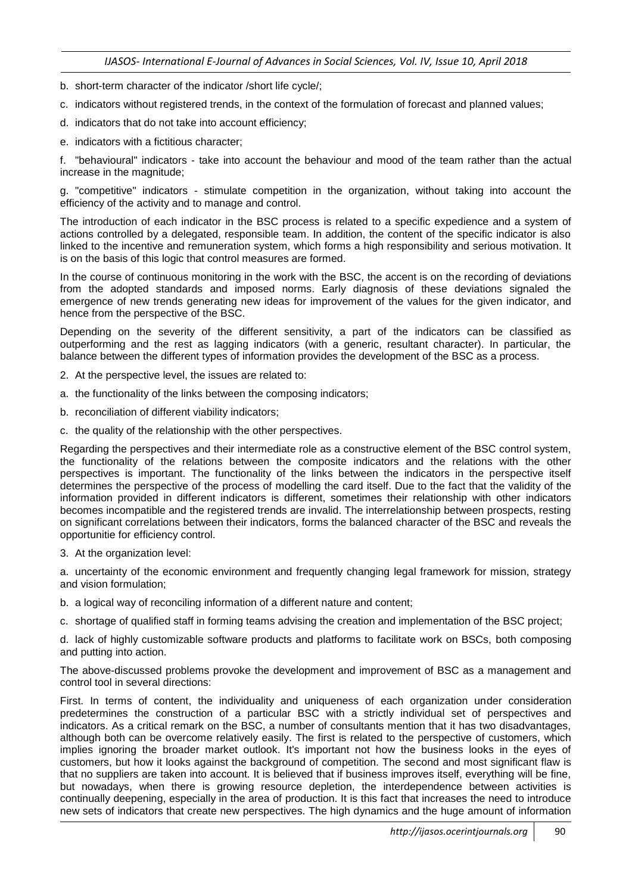b. short-term character of the indicator /short life cycle/;

c. indicators without registered trends, in the context of the formulation of forecast and planned values;

d. indicators that do not take into account efficiency;

e. indicators with a fictitious character;

f. "behavioural" indicators - take into account the behaviour and mood of the team rather than the actual increase in the magnitude;

g. "competitive" indicators - stimulate competition in the organization, without taking into account the efficiency of the activity and to manage and control.

The introduction of each indicator in the BSC process is related to a specific expedience and a system of actions controlled by a delegated, responsible team. In addition, the content of the specific indicator is also linked to the incentive and remuneration system, which forms a high responsibility and serious motivation. It is on the basis of this logic that control measures are formed.

In the course of continuous monitoring in the work with the BSC, the accent is on the recording of deviations from the adopted standards and imposed norms. Early diagnosis of these deviations signaled the emergence of new trends generating new ideas for improvement of the values for the given indicator, and hence from the perspective of the BSC.

Depending on the severity of the different sensitivity, a part of the indicators can be classified as outperforming and the rest as lagging indicators (with a generic, resultant character). In particular, the balance between the different types of information provides the development of the BSC as a process.

2. At the perspective level, the issues are related to:

a. the functionality of the links between the composing indicators;

b. reconciliation of different viability indicators;

c. the quality of the relationship with the other perspectives.

Regarding the perspectives and their intermediate role as a constructive element of the BSC control system, the functionality of the relations between the composite indicators and the relations with the other perspectives is important. The functionality of the links between the indicators in the perspective itself determines the perspective of the process of modelling the card itself. Due to the fact that the validity of the information provided in different indicators is different, sometimes their relationship with other indicators becomes incompatible and the registered trends are invalid. The interrelationship between prospects, resting on significant correlations between their indicators, forms the balanced character of the BSC and reveals the opportunitie for efficiency control.

3. At the organization level:

a. uncertainty of the economic environment and frequently changing legal framework for mission, strategy and vision formulation;

b. a logical way of reconciling information of a different nature and content;

c. shortage of qualified staff in forming teams advising the creation and implementation of the BSC project;

d. lack of highly customizable software products and platforms to facilitate work on BSCs, both composing and putting into action.

The above-discussed problems provoke the development and improvement of BSC as a management and control tool in several directions:

First. In terms of content, the individuality and uniqueness of each organization under consideration predetermines the construction of a particular BSC with a strictly individual set of perspectives and indicators. As a critical remark on the BSC, a number of consultants mention that it has two disadvantages, although both can be overcome relatively easily. The first is related to the perspective of customers, which implies ignoring the broader market outlook. It's important not how the business looks in the eyes of customers, but how it looks against the background of competition. The second and most significant flaw is that no suppliers are taken into account. It is believed that if business improves itself, everything will be fine, but nowadays, when there is growing resource depletion, the interdependence between activities is continually deepening, especially in the area of production. It is this fact that increases the need to introduce new sets of indicators that create new perspectives. The high dynamics and the huge amount of information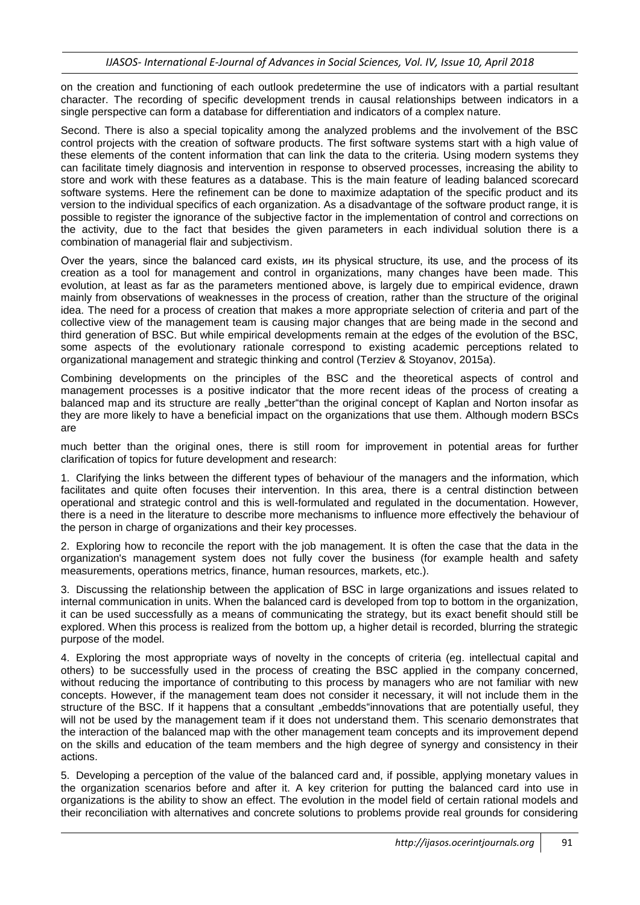on the creation and functioning of each outlook predetermine the use of indicators with a partial resultant character. The recording of specific development trends in causal relationships between indicators in a single perspective can form a database for differentiation and indicators of a complex nature.

Second. There is also a special topicality among the analyzed problems and the involvement of the BSC control projects with the creation of software products. The first software systems start with a high value of these elements of the content information that can link the data to the criteria. Using modern systems they can facilitate timely diagnosis and intervention in response to observed processes, increasing the ability to store and work with these features as a database. This is the main feature of leading balanced scorecard software systems. Here the refinement can be done to maximize adaptation of the specific product and its version to the individual specifics of each organization. As a disadvantage of the software product range, it is possible to register the ignorance of the subjective factor in the implementation of control and corrections on the activity, due to the fact that besides the given parameters in each individual solution there is a combination of managerial flair and subjectivism.

Over the years, since the balanced card exists, ин its physical structure, its use, and the process of its creation as a tool for management and control in organizations, many changes have been made. This evolution, at least as far as the parameters mentioned above, is largely due to empirical evidence, drawn mainly from observations of weaknesses in the process of creation, rather than the structure of the original idea. The need for a process of creation that makes a more appropriate selection of criteria and part of the collective view of the management team is causing major changes that are being made in the second and third generation of BSC. But while empirical developments remain at the edges of the evolution of the BSC, some aspects of the evolutionary rationale correspond to existing academic perceptions related to organizational management and strategic thinking and control (Terziev & Stoyanov, 2015a).

Combining developments on the principles of the BSC and the theoretical aspects of control and management processes is a positive indicator that the more recent ideas of the process of creating a balanced map and its structure are really „better"than the original concept of Kaplan and Norton insofar as they are more likely to have a beneficial impact on the organizations that use them. Although modern BSCs are much better than the original ones, there is still room for improvement in potential areas for further clarification of topics for future development and research:

1. Clarifying the links between the different types of behaviour of the managers and the information, which facilitates and quite often focuses their intervention. In this area, there is a central distinction between operational and strategic control and this is well-formulated and regulated in the documentation. However, there is a need in the literature to describe more mechanisms to influence more effectively the behaviour of the person in charge of organizations and their key processes.

2. Exploring how to reconcile the report with the job management. It is often the case that the data in the organization's management system does not fully cover the business (for example health and safety measurements, operations metrics, finance, human resources, markets, etc.).

3. Discussing the relationship between the application of BSC in large organizations and issues related to internal communication in units. When the balanced card is developed from top to bottom in the organization, it can be used successfully as a means of communicating the strategy, but its exact benefit should still be explored. When this process is realized from the bottom up, a higher detail is recorded, blurring the strategic purpose of the model.

4. Exploring the most appropriate ways of novelty in the concepts of criteria (eg. intellectual capital and others) to be successfully used in the process of creating the BSC applied in the company concerned, without reducing the importance of contributing to this process by managers who are not familiar with new concepts. However, if the management team does not consider it necessary, it will not include them in the structure of the BSC. If it happens that a consultant „embedds"innovations that are potentially useful, they will not be used by the management team if it does not understand them. This scenario demonstrates that the interaction of the balanced map with the other management team concepts and its improvement depend on the skills and education of the team members and the high degree of synergy and consistency in their actions.

5. Developing a perception of the value of the balanced card and, if possible, applying monetary values in the organization scenarios before and after it. A key criterion for putting the balanced card into use in organizations is the ability to show an effect. The evolution in the model field of certain rational models and their reconciliation with alternatives and concrete solutions to problems provide real grounds for considering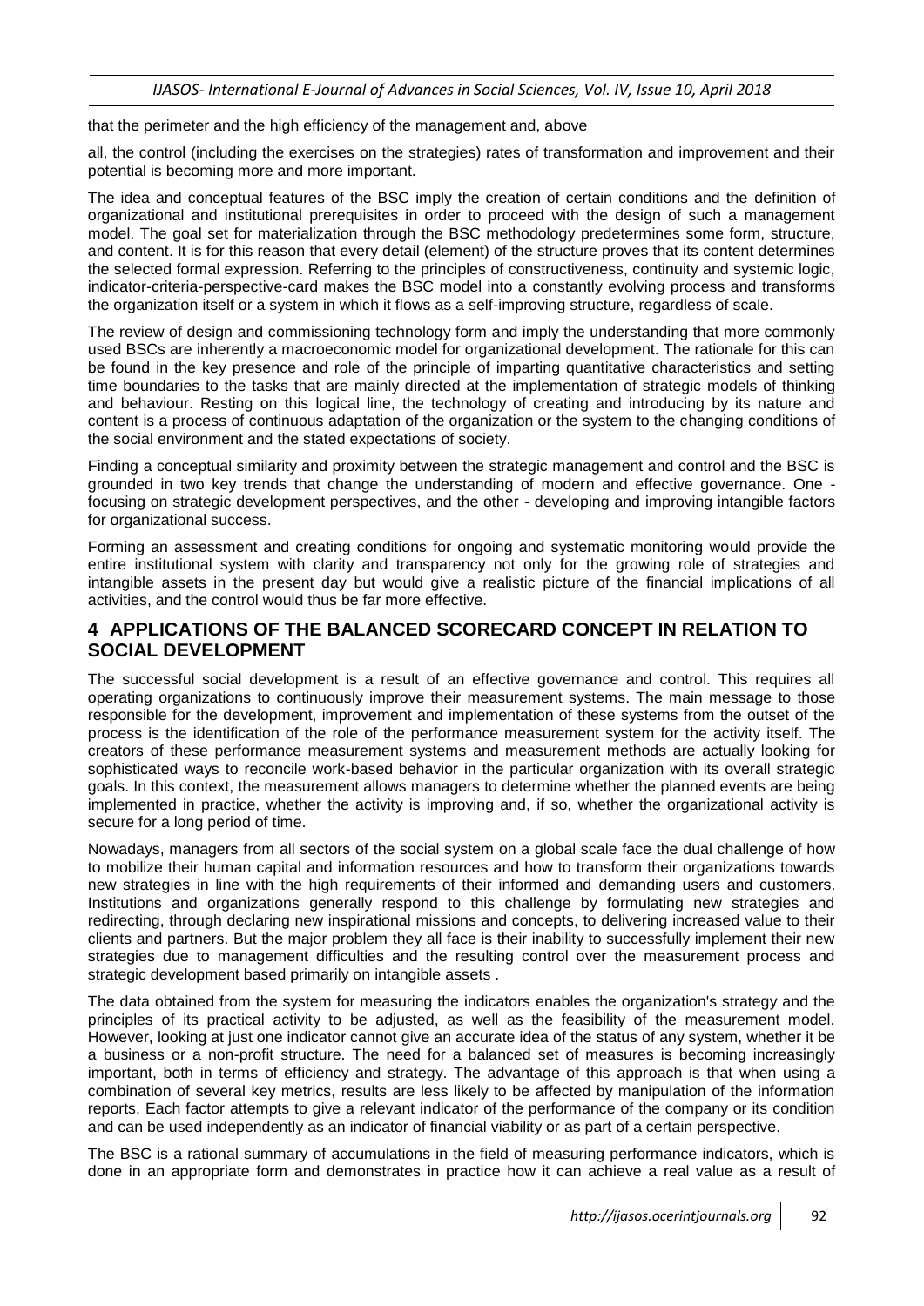that the perimeter and the high efficiency of the management and, above

all, the control (including the exercises on the strategies) rates of transformation and improvement and their potential is becoming more and more important.

The idea and conceptual features of the BSC imply the creation of certain conditions and the definition of organizational and institutional prerequisites in order to proceed with the design of such a management model. The goal set for materialization through the BSC methodology predetermines some form, structure, and content. It is for this reason that every detail (element) of the structure proves that its content determines the selected formal expression. Referring to the principles of constructiveness, continuity and systemic logic, indicator-criteria-perspective-card makes the BSC model into a constantly evolving process and transforms the organization itself or a system in which it flows as a self-improving structure, regardless of scale.

The review of design and commissioning technology form and imply the understanding that more commonly used BSCs are inherently a macroeconomic model for organizational development. The rationale for this can be found in the key presence and role of the principle of imparting quantitative characteristics and setting time boundaries to the tasks that are mainly directed at the implementation of strategic models of thinking and behaviour. Resting on this logical line, the technology of creating and introducing by its nature and content is a process of continuous adaptation of the organization or the system to the changing conditions of the social environment and the stated expectations of society.

Finding a conceptual similarity and proximity between the strategic management and control and the BSC is grounded in two key trends that change the understanding of modern and effective governance. One - focusing on strategic development perspectives, and the other - developing and improving intangible factors for organizational success.

Forming an assessment and creating conditions for ongoing and systematic monitoring would provide the entire institutional system with clarity and transparency not only for the growing role of strategies and intangible assets in the present day but would give a realistic picture of the financial implications of all activities, and the control would thus be far more effective.

## 4 APPLICATIONS OF THE BALANCED SCORECARD CONCEPT IN RELATION TO SOCIAL DEVELOPMENT

The successful social development is a result of an effective governance and control. This requires all operating organizations to continuously improve their measurement systems. The main message to those responsible for the development, improvement and implementation of these systems from the outset of the process is the identification of the role of the performance measurement system for the activity itself. The creators of these performance measurement systems and measurement methods are actually looking for sophisticated ways to reconcile work-based behavior in the particular organization with its overall strategic goals. In this context, the measurement allows managers to determine whether the planned events are being implemented in practice, whether the activity is improving and, if so, whether the organizational activity is secure for a long period of time.

Nowadays, managers from all sectors of the social system on a global scale face the dual challenge of how to mobilize their human capital and information resources and how to transform their organizations towards new strategies in line with the high requirements of their informed and demanding users and customers. Institutions and organizations generally respond to this challenge by formulating new strategies and redirecting, through declaring new inspirational missions and concepts, to delivering increased value to their clients and partners. But the major problem they all face is their inability to successfully implement their new strategies due to management difficulties and the resulting control over the measurement process and strategic development based primarily on intangible assets .

The data obtained from the system for measuring the indicators enables the organization's strategy and the principles of its practical activity to be adjusted, as well as the feasibility of the measurement model. However, looking at just one indicator cannot give an accurate idea of the status of any system, whether it be a business or a non-profit structure. The need for a balanced set of measures is becoming increasingly important, both in terms of efficiency and strategy. The advantage of this approach is that when using a combination of several key metrics, results are less likely to be affected by manipulation of the information reports. Each factor attempts to give a relevant indicator of the performance of the company or its condition and can be used independently as an indicator of financial viability or as part of a certain perspective.

The BSC is a rational summary of accumulations in the field of measuring performance indicators, which is done in an appropriate form and demonstrates in practice how it can achieve a real value as a result of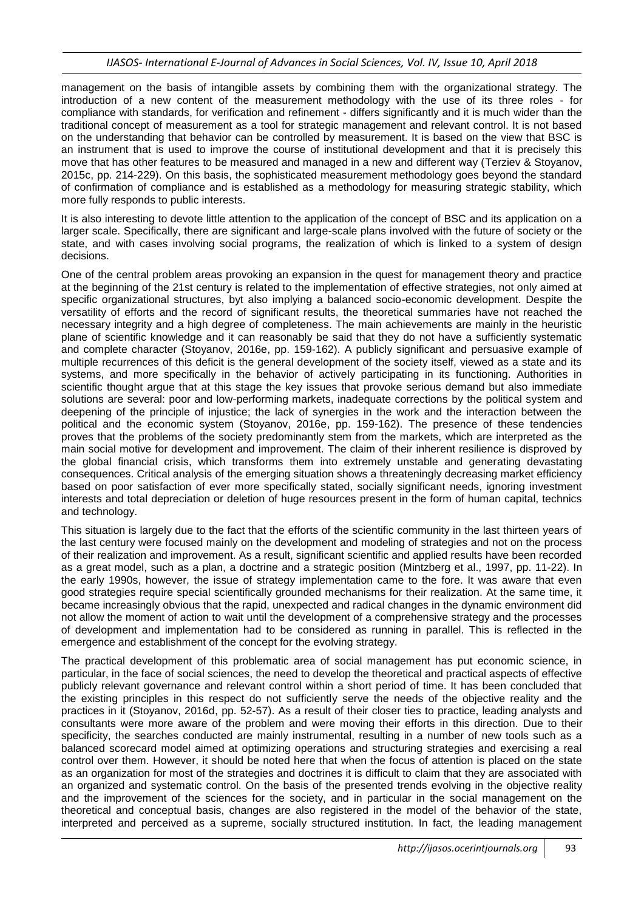management on the basis of intangible assets by combining them with the organizational strategy. The introduction of a new content of the measurement methodology with the use of its three roles - for compliance with standards, for verification and refinement - differs significantly and it is much wider than the traditional concept of measurement as a tool for strategic management and relevant control. It is not based on the understanding that behavior can be controlled by measurement. It is based on the view that BSC is an instrument that is used to improve the course of institutional development and that it is precisely this move that has other features to be measured and managed in a new and different way (Terziev & Stoyanov, 2015c, pp. 214-229). On this basis, the sophisticated measurement methodology goes beyond the standard of confirmation of compliance and is established as a methodology for measuring strategic stability, which more fully responds to public interests.

It is also interesting to devote little attention to the application of the concept of BSC and its application on a larger scale. Specifically, there are significant and large-scale plans involved with the future of society or the state, and with cases involving social programs, the realization of which is linked to a system of design decisions.

One of the central problem areas provoking an expansion in the quest for management theory and practice at the beginning of the 21st century is related to the implementation of effective strategies, not only aimed at specific organizational structures, byt also implying a balanced socio-economic development. Despite the versatility of efforts and the record of significant results, the theoretical summaries have not reached the necessary integrity and a high degree of completeness. The main achievements are mainly in the heuristic plane of scientific knowledge and it can reasonably be said that they do not have a sufficiently systematic and complete character (Stoyanov, 2016e, pp. 159-162). A publicly significant and persuasive example of multiple recurrences of this deficit is the general development of the society itself, viewed as a state and its systems, and more specifically in the behavior of actively participating in its functioning. Authorities in scientific thought argue that at this stage the key issues that provoke serious demand but also immediate solutions are several: poor and low-performing markets, inadequate corrections by the political system and deepening of the principle of injustice; the lack of synergies in the work and the interaction between the political and the economic system (Stoyanov, 2016e, pp. 159-162). The presence of these tendencies proves that the problems of the society predominantly stem from the markets, which are interpreted as the main social motive for development and improvement. The claim of their inherent resilience is disproved by the global financial crisis, which transforms them into extremely unstable and generating devastating consequences. Critical analysis of the emerging situation shows a threateningly decreasing market efficiency based on poor satisfaction of ever more specifically stated, socially significant needs, ignoring investment interests and total depreciation or deletion of huge resources present in the form of human capital, technics and technology.

This situation is largely due to the fact that the efforts of the scientific community in the last thirteen years of the last century were focused mainly on the development and modeling of strategies and not on the process of their realization and improvement. As a result, significant scientific and applied results have been recorded as a great model, such as a plan, a doctrine and a strategic position (Mintzberg et al., 1997, pp. 11-22). In the early 1990s, however, the issue of strategy implementation came to the fore. It was aware that even good strategies require special scientifically grounded mechanisms for their realization. At the same time, it became increasingly obvious that the rapid, unexpected and radical changes in the dynamic environment did not allow the moment of action to wait until the development of a comprehensive strategy and the processes of development and implementation had to be considered as running in parallel. This is reflected in the emergence and establishment of the concept for the evolving strategy.

The practical development of this problematic area of social management has put economic science, in particular, in the face of social sciences, the need to develop the theoretical and practical aspects of effective publicly relevant governance and relevant control within a short period of time. It has been concluded that the existing principles in this respect do not sufficiently serve the needs of the objective reality and the practices in it (Stoyanov, 2016d, pp. 52-57). As a result of their closer ties to practice, leading analysts and consultants were more aware of the problem and were moving their efforts in this direction. Due to their specificity, the searches conducted are mainly instrumental, resulting in a number of new tools such as a balanced scorecard model aimed at optimizing operations and structuring strategies and exercising a real control over them. However, it should be noted here that when the focus of attention is placed on the state as an organization for most of the strategies and doctrines it is difficult to claim that they are associated with an organized and systematic control. On the basis of the presented trends evolving in the objective reality and the improvement of the sciences for the society, and in particular in the social management on the theoretical and conceptual basis, changes are also registered in the model of the behavior of the state, interpreted and perceived as a supreme, socially structured institution. In fact, the leading management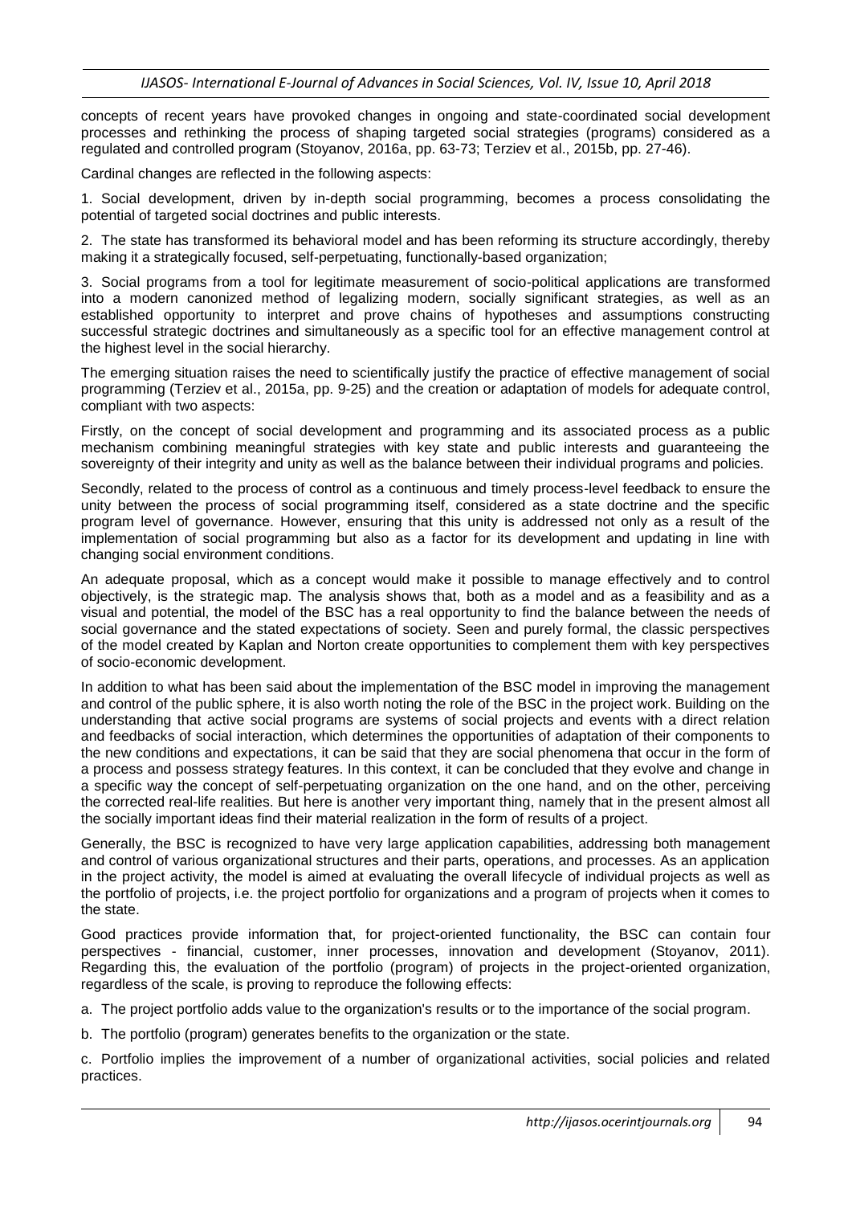concepts of recent years have provoked changes in ongoing and state-coordinated social development processes and rethinking the process of shaping targeted social strategies (programs) considered as a regulated and controlled program (Stoyanov, 2016a, pp. 63-73; Terziev et al., 2015b, pp. 27-46).

Cardinal changes are reflected in the following aspects:

1. Social development, driven by in-depth social programming, becomes a process consolidating the potential of targeted social doctrines and public interests.

2. The state has transformed its behavioral model and has been reforming its structure accordingly, thereby making it a strategically focused, self-perpetuating, functionally-based organization;

3. Social programs from a tool for legitimate measurement of socio-political applications are transformed into a modern canonized method of legalizing modern, socially significant strategies, as well as an established opportunity to interpret and prove chains of hypotheses and assumptions constructing successful strategic doctrines and simultaneously as a specific tool for an effective management control at the highest level in the social hierarchy.

The emerging situation raises the need to scientifically justify the practice of effective management of social programming (Terziev et al., 2015a, pp. 9-25) and the creation or adaptation of models for adequate control, compliant with two aspects:

Firstly, on the concept of social development and programming and its associated process as a public mechanism combining meaningful strategies with key state and public interests and guaranteeing the sovereignty of their integrity and unity as well as the balance between their individual programs and policies.

Secondly, related to the process of control as a continuous and timely process-level feedback to ensure the unity between the process of social programming itself, considered as a state doctrine and the specific program level of governance. However, ensuring that this unity is addressed not only as a result of the implementation of social programming but also as a factor for its development and updating in line with changing social environment conditions.

An adequate proposal, which as a concept would make it possible to manage effectively and to control objectively, is the strategic map. The analysis shows that, both as a model and as a feasibility and as a visual and potential, the model of the BSC has a real opportunity to find the balance between the needs of social governance and the stated expectations of society. Seen and purely formal, the classic perspectives of the model created by Kaplan and Norton create opportunities to complement them with key perspectives of socio-economic development.

In addition to what has been said about the implementation of the BSC model in improving the management and control of the public sphere, it is also worth noting the role of the BSC in the project work. Building on the understanding that active social programs are systems of social projects and events with a direct relation and feedbacks of social interaction, which determines the opportunities of adaptation of their components to the new conditions and expectations, it can be said that they are social phenomena that occur in the form of a process and possess strategy features. In this context, it can be concluded that they evolve and change in a specific way the concept of self-perpetuating organization on the one hand, and on the other, perceiving the corrected real-life realities. But here is another very important thing, namely that in the present almost all the socially important ideas find their material realization in the form of results of a project.

Generally, the BSC is recognized to have very large application capabilities, addressing both management and control of various organizational structures and their parts, operations, and processes. As an application in the project activity, the model is aimed at evaluating the overall lifecycle of individual projects as well as the portfolio of projects, i.e. the project portfolio for organizations and a program of projects when it comes to the state.

Good practices provide information that, for project-oriented functionality, the BSC can contain four perspectives - financial, customer, inner processes, innovation and development (Stoyanov, 2011). Regarding this, the evaluation of the portfolio (program) of projects in the project-oriented organization, regardless of the scale, is proving to reproduce the following effects:

a. The project portfolio adds value to the organization's results or to the importance of the social program.

b. The portfolio (program) generates benefits to the organization or the state.

c. Portfolio implies the improvement of a number of organizational activities, social policies and related practices.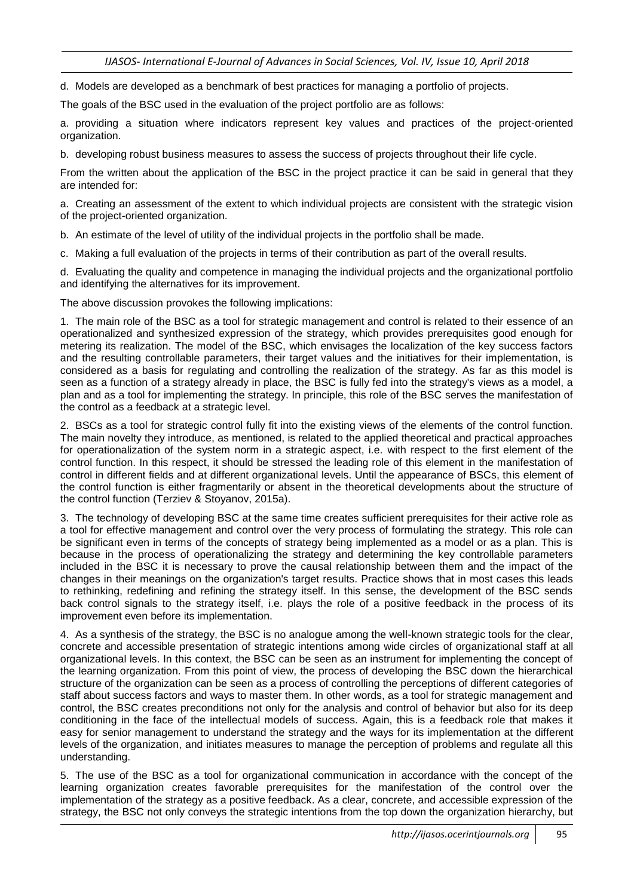d. Models are developed as a benchmark of best practices for managing a portfolio of projects.

The goals of the BSC used in the evaluation of the project portfolio are as follows:

a. providing a situation where indicators represent key values and practices of the project-oriented organization.

b. developing robust business measures to assess the success of projects throughout their life cycle.

From the written about the application of the BSC in the project practice it can be said in general that they are intended for:

a. Creating an assessment of the extent to which individual projects are consistent with the strategic vision of the project-oriented organization.

b. An estimate of the level of utility of the individual projects in the portfolio shall be made.

c. Making a full evaluation of the projects in terms of their contribution as part of the overall results.

d. Evaluating the quality and competence in managing the individual projects and the organizational portfolio and identifying the alternatives for its improvement.

The above discussion provokes the following implications:

1. The main role of the BSC as a tool for strategic management and control is related to their essence of an operationalized and synthesized expression of the strategy, which provides prerequisites good enough for metering its realization. The model of the BSC, which envisages the localization of the key success factors and the resulting controllable parameters, their target values and the initiatives for their implementation, is considered as a basis for regulating and controlling the realization of the strategy. As far as this model is seen as a function of a strategy already in place, the BSC is fully fed into the strategy's views as a model, a plan and as a tool for implementing the strategy. In principle, this role of the BSC serves the manifestation of the control as a feedback at a strategic level.

2. BSCs as a tool for strategic control fully fit into the existing views of the elements of the control function. The main novelty they introduce, as mentioned, is related to the applied theoretical and practical approaches for operationalization of the system norm in a strategic aspect, i.e. with respect to the first element of the control function. In this respect, it should be stressed the leading role of this element in the manifestation of control in different fields and at different organizational levels. Until the appearance of BSCs, this element of the control function is either fragmentarily or absent in the theoretical developments about the structure of the control function (Terziev & Stoyanov, 2015a).

3. The technology of developing BSC at the same time creates sufficient prerequisites for their active role as a tool for effective management and control over the very process of formulating the strategy. This role can be significant even in terms of the concepts of strategy being implemented as a model or as a plan. This is because in the process of operationalizing the strategy and determining the key controllable parameters included in the BSC it is necessary to prove the causal relationship between them and the impact of the changes in their meanings on the organization's target results. Practice shows that in most cases this leads to rethinking, redefining and refining the strategy itself. In this sense, the development of the BSC sends back control signals to the strategy itself, i.e. plays the role of a positive feedback in the process of its improvement even before its implementation.

4. As a synthesis of the strategy, the BSC is no analogue among the well-known strategic tools for the clear, concrete and accessible presentation of strategic intentions among wide circles of organizational staff at all organizational levels. In this context, the BSC can be seen as an instrument for implementing the concept of the learning organization. From this point of view, the process of developing the BSC down the hierarchical structure of the organization can be seen as a process of controlling the perceptions of different categories of staff about success factors and ways to master them. In other words, as a tool for strategic management and control, the BSC creates preconditions not only for the analysis and control of behavior but also for its deep conditioning in the face of the intellectual models of success. Again, this is a feedback role that makes it easy for senior management to understand the strategy and the ways for its implementation at the different levels of the organization, and initiates measures to manage the perception of problems and regulate all this understanding.

5. The use of the BSC as a tool for organizational communication in accordance with the concept of the learning organization creates favorable prerequisites for the manifestation of the control over the implementation of the strategy as a positive feedback. As a clear, concrete, and accessible expression of the strategy, the BSC not only conveys the strategic intentions from the top down the organization hierarchy, but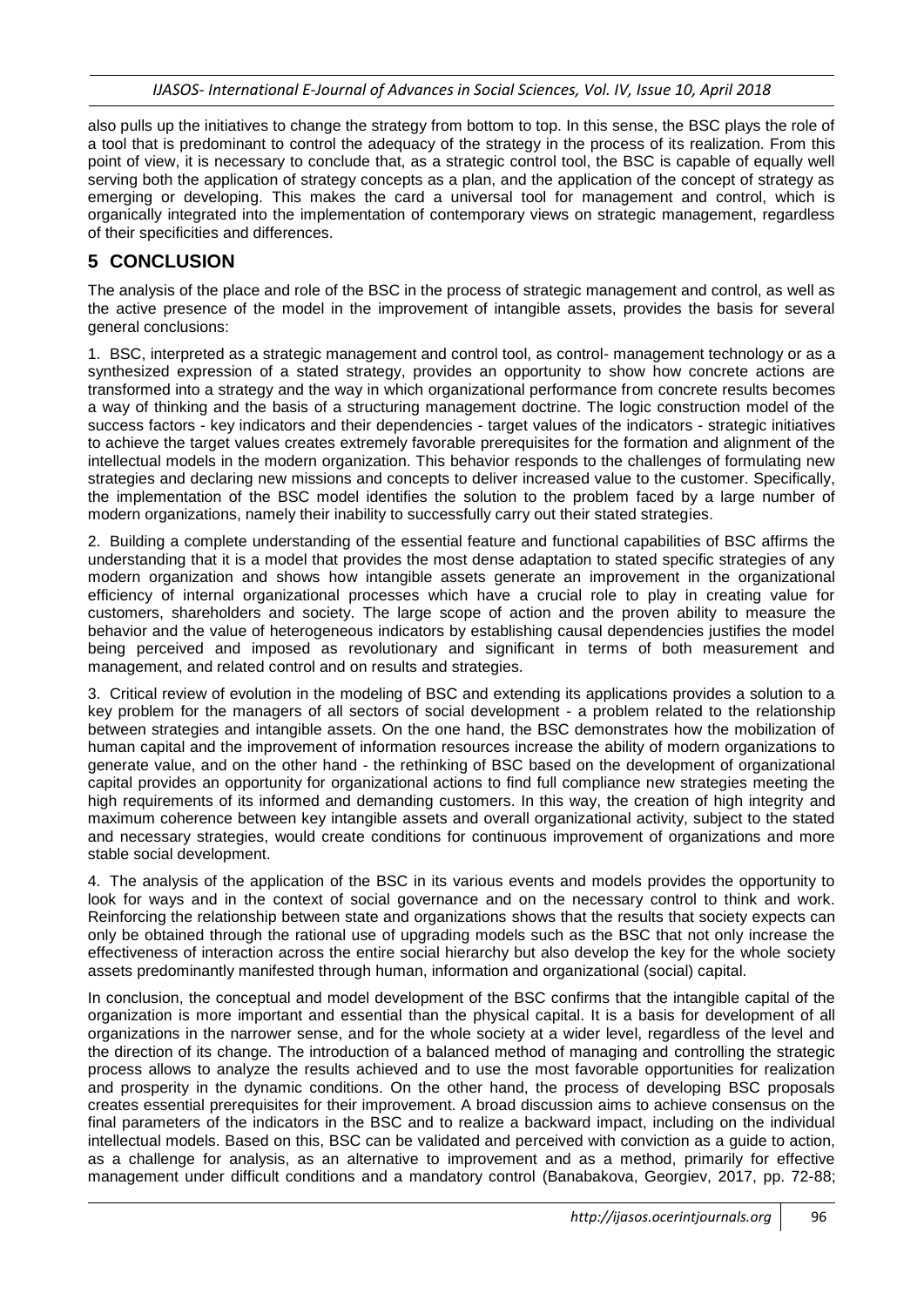also pulls up the initiatives to change the strategy from bottom to top. In this sense, the BSC plays the role of a tool that is predominant to control the adequacy of the strategy in the process of its realization. From this point of view, it is necessary to conclude that, as a strategic control tool, the BSC is capable of equally well serving both the application of strategy concepts as a plan, and the application of the concept of strategy as emerging or developing. This makes the card a universal tool for management and control, which is organically integrated into the implementation of contemporary views on strategic management, regardless of their specificities and differences.

## 5 CONCLUSION

The analysis of the place and role of the BSC in the process of strategic management and control, as well as the active presence of the model in the improvement of intangible assets, provides the basis for several general conclusions:

1. BSC, interpreted as a strategic management and control tool, as control- management technology or as a synthesized expression of a stated strategy, provides an opportunity to show how concrete actions are transformed into a strategy and the way in which organizational performance from concrete results becomes a way of thinking and the basis of a structuring management doctrine. The logic construction model of the success factors - key indicators and their dependencies - target values of the indicators - strategic initiatives to achieve the target values creates extremely favorable prerequisites for the formation and alignment of the intellectual models in the modern organization. This behavior responds to the challenges of formulating new strategies and declaring new missions and concepts to deliver increased value to the customer. Specifically, the implementation of the BSC model identifies the solution to the problem faced by a large number of modern organizations, namely their inability to successfully carry out their stated strategies.

2. Building a complete understanding of the essential feature and functional capabilities of BSC affirms the understanding that it is a model that provides the most dense adaptation to stated specific strategies of any modern organization and shows how intangible assets generate an improvement in the organizational efficiency of internal organizational processes which have a crucial role to play in creating value for customers, shareholders and society. The large scope of action and the proven ability to measure the behavior and the value of heterogeneous indicators by establishing causal dependencies justifies the model being perceived and imposed as revolutionary and significant in terms of both measurement and management, and related control and on results and strategies.

3. Critical review of evolution in the modeling of BSC and extending its applications provides a solution to a key problem for the managers of all sectors of social development - a problem related to the relationship between strategies and intangible assets. On the one hand, the BSC demonstrates how the mobilization of human capital and the improvement of information resources increase the ability of modern organizations to generate value, and on the other hand - the rethinking of BSC based on the development of organizational capital provides an opportunity for organizational actions to find full compliance new strategies meeting the high requirements of its informed and demanding customers. In this way, the creation of high integrity and maximum coherence between key intangible assets and overall organizational activity, subject to the stated and necessary strategies, would create conditions for continuous improvement of organizations and more stable social development.

4. The analysis of the application of the BSC in its various events and models provides the opportunity to look for ways and in the context of social governance and on the necessary control to think and work. Reinforcing the relationship between state and organizations shows that the results that society expects can only be obtained through the rational use of upgrading models such as the BSC that not only increase the effectiveness of interaction across the entire social hierarchy but also develop the key for the whole society assets predominantly manifested through human, information and organizational (social) capital.

In conclusion, the conceptual and model development of the BSC confirms that the intangible capital of the organization is more important and essential than the physical capital. It is a basis for development of all organizations in the narrower sense, and for the whole society at a wider level, regardless of the level and the direction of its change. The introduction of a balanced method of managing and controlling the strategic process allows to analyze the results achieved and to use the most favorable opportunities for realization and prosperity in the dynamic conditions. On the other hand, the process of developing BSC proposals creates essential prerequisites for their improvement. A broad discussion aims to achieve consensus on the final parameters of the indicators in the BSC and to realize a backward impact, including on the individual intellectual models. Based on this, BSC can be validated and perceived with conviction as a guide to action, as a challenge for analysis, as an alternative to improvement and as a method, primarily for effective management under difficult conditions and a mandatory control (Banabakova, Georgiev, 2017, pp. 72-88;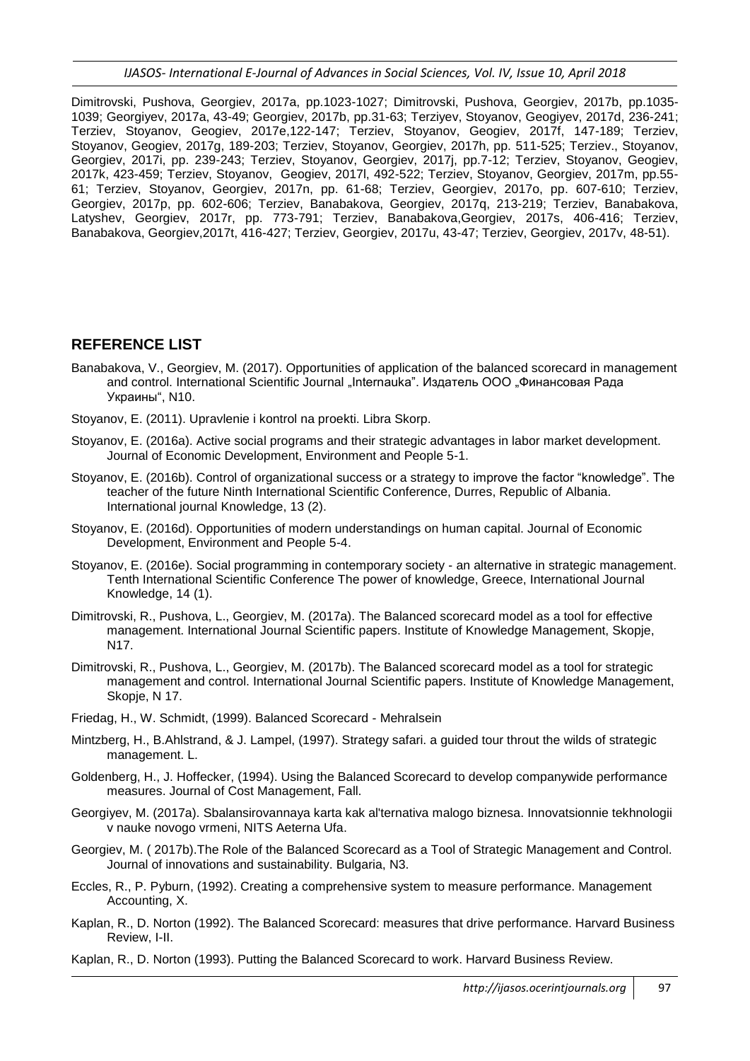Dimitrovski, Pushova, Georgiev, 2017a, pp.1023-1027; Dimitrovski, Pushova, Georgiev, 2017b, pp.1035-1039; Georgiyev, 2017a, 43-49; Georgiev, 2017b, pp.31-63; Terziyev, Stoyanov, Geogiyev, 2017d, 236-241; Terziev, Stoyanov, Geogiev, 2017e,122-147; Terziev, Stoyanov, Geogiev, 2017f, 147-189; Terziev, Stoyanov, Geogiev, 2017g, 189-203; Terziev, Stoyanov, Georgiev, 2017h, pp. 511-525; Terziev., Stoyanov, Georgiev, 2017i, pp. 239-243; Terziev, Stoyanov, Georgiev, 2017j, pp.7-12; Terziev, Stoyanov, Geogiev, 2017k, 423-459; Terziev, Stoyanov, Geogiev, 2017l, 492-522; Terziev, Stoyanov, Georgiev, 2017m, pp.55-61; Terziev, Stoyanov, Georgiev, 2017n, pp. 61-68; Terziev, Georgiev, 2017o, pp. 607-610; Terziev, Georgiev, 2017p, pp. 602-606; Terziev, Banabakova, Georgiev, 2017q, 213-219; Terziev, Banabakova, Latyshev, Georgiev, 2017r, pp. 773-791; Terziev, Banabakova,Georgiev, 2017s, 406-416; Terziev, Banabakova, Georgiev,2017t, 416-427; Terziev, Georgiev, 2017u, 43-47; Terziev, Georgiev, 2017v, 48-51).

## REFERENCE LIST

Banabakova, V., Georgiev, M. (2017). Opportunities of application of the balanced scorecard in management and control. International Scientific Journal „Internauka". Издатель ООО „Финансовая Рада Украины", N10.

Stoyanov, E. (2011). Upravlenie i kontrol na proekti. Libra Skorp.

Stoyanov, E. (2016a). Active social programs and their strategic advantages in labor market development. Journal of Economic Development, Environment and People 5-1.

Stoyanov, E. (2016b). Control of organizational success or a strategy to improve the factor "knowledge". The teacher of the future Ninth International Scientific Conference, Durres, Republic of Albania. International journal Knowledge, 13 (2).

Stoyanov, E. (2016d). Opportunities of modern understandings on human capital. Journal of Economic Development, Environment and People 5-4.

Stoyanov, E. (2016e). Social programming in contemporary society - an alternative in strategic management. Tenth International Scientific Conference The power of knowledge, Greece, International Journal Knowledge, 14 (1).

Dimitrovski, R., Pushova, L., Georgiev, M. (2017a). The Balanced scorecard model as a tool for effective management. International Journal Scientific papers. Institute of Knowledge Management, Skopje, N17.

Dimitrovski, R., Pushova, L., Georgiev, M. (2017b). The Balanced scorecard model as a tool for strategic management and control. International Journal Scientific papers. Institute of Knowledge Management, Skopje, N 17.

Friedag, H., W. Schmidt, (1999). Balanced Scorecard - Mehralsein

Mintzberg, H., B.Ahlstrand, & J. Lampel, (1997). Strategy safari. a guided tour throut the wilds of strategic management. L.

Goldenberg, H., J. Hoffecker, (1994). Using the Balanced Scorecard to develop companywide performance measures. Journal of Cost Management, Fall.

Georgiyev, M. (2017a). Sbalansirovannaya karta kak al'ternativa malogo biznesa. Innovatsionnie tekhnologii v nauke novogo vrmeni, NITS Aeterna Ufa.

Georgiev, M. ( 2017b).The Role of the Balanced Scorecard as a Tool of Strategic Management and Control. Journal of innovations and sustainability. Bulgaria, N3.

Eccles, R., P. Pyburn, (1992). Creating a comprehensive system to measure performance. Management Accounting, X.

Kaplan, R., D. Norton (1992). The Balanced Scorecard: measures that drive performance. Harvard Business Review, I-II.

Kaplan, R., D. Norton (1993). Putting the Balanced Scorecard to work. Harvard Business Review.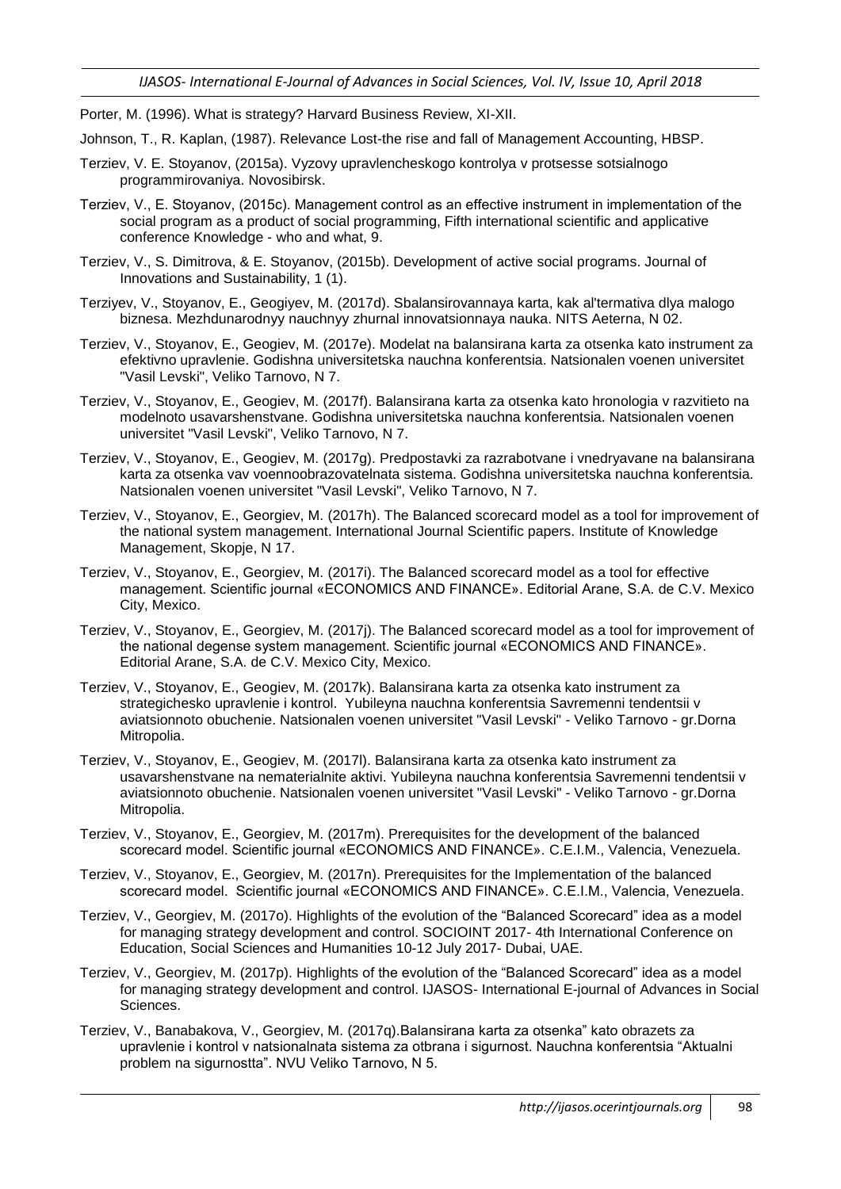Porter, M. (1996). What is strategy? Harvard Business Review, XI-XII.

Johnson, T., R. Kaplan, (1987). Relevance Lost-the rise and fall of Management Accounting, HBSP.

Terziev, V. E. Stoyanov, (2015a). Vyzovy upravlencheskogo kontrolya v protsesse sotsialnogo programmirovaniya. Novosibirsk.

Terziev, V., E. Stoyanov, (2015c). Management control as an effective instrument in implementation of the social program as a product of social programming, Fifth international scientific and applicative conference Knowledge - who and what, 9.

Terziev, V., S. Dimitrova, & E. Stoyanov, (2015b). Development of active social programs. Journal of Innovations and Sustainability, 1 (1).

Terziyev, V., Stoyanov, E., Geogiyev, M. (2017d). Sbalansirovannaya karta, kak al'termativa dlya malogo biznesa. Mezhdunarodnyy nauchnyy zhurnal innovatsionnaya nauka. NITS Aeterna, N 02.

Terziev, V., Stoyanov, E., Geogiev, M. (2017e). Modelat na balansirana karta za otsenka kato instrument za efektivno upravlenie. Godishna universitetska nauchna konferentsia. Natsionalen voenen universitet "Vasil Levski", Veliko Tarnovo, N 7.

Terziev, V., Stoyanov, E., Geogiev, M. (2017f). Balansirana karta za otsenka kato hronologia v razvitieto na modelnoto usavarshenstvane. Godishna universitetska nauchna konferentsia. Natsionalen voenen universitet "Vasil Levski", Veliko Tarnovo, N 7.

Terziev, V., Stoyanov, E., Geogiev, M. (2017g). Predpostavki za razrabotvane i vnedryavane na balansirana karta za otsenka vav voennoobrazovatelnata sistema. Godishna universitetska nauchna konferentsia. Natsionalen voenen universitet "Vasil Levski", Veliko Tarnovo, N 7.

Terziev, V., Stoyanov, E., Georgiev, M. (2017h). The Balanced scorecard model as a tool for improvement of the national system management. International Journal Scientific papers. Institute of Knowledge Management, Skopje, N 17.

Terziev, V., Stoyanov, E., Georgiev, M. (2017i). The Balanced scorecard model as a tool for effective management. Scientific journal «ECONOMICS AND FINANCE». Editorial Arane, S.A. de C.V. Mexico City, Mexico.

Terziev, V., Stoyanov, E., Georgiev, M. (2017j). The Balanced scorecard model as a tool for improvement of the national degense system management. Scientific journal «ECONOMICS AND FINANCE». Editorial Arane, S.A. de C.V. Mexico City, Mexico.

Terziev, V., Stoyanov, E., Geogiev, M. (2017k). Balansirana karta za otsenka kato instrument za strategichesko upravlenie i kontrol. Yubileyna nauchna konferentsia Savremenni tendentsii v aviatsionnoto obuchenie. Natsionalen voenen universitet "Vasil Levski" - Veliko Tarnovo - gr.Dorna Mitropolia.

Terziev, V., Stoyanov, E., Geogiev, M. (2017l). Balansirana karta za otsenka kato instrument za usavarshenstvane na nematerialnite aktivi. Yubileyna nauchna konferentsia Savremenni tendentsii v aviatsionnoto obuchenie. Natsionalen voenen universitet "Vasil Levski" - Veliko Tarnovo - gr.Dorna Mitropolia.

Terziev, V., Stoyanov, E., Georgiev, M. (2017m). Prerequisites for the development of the balanced scorecard model. Scientific journal «ECONOMICS AND FINANCE». C.E.I.M., Valencia, Venezuela.

Terziev, V., Stoyanov, E., Georgiev, M. (2017n). Prerequisites for the Implementation of the balanced scorecard model. Scientific journal «ECONOMICS AND FINANCE». C.E.I.M., Valencia, Venezuela.

Terziev, V., Georgiev, M. (2017o). Highlights of the evolution of the "Balanced Scorecard" idea as a model for managing strategy development and control. SOCIOINT 2017- 4th International Conference on Education, Social Sciences and Humanities 10-12 July 2017- Dubai, UAE.

Terziev, V., Georgiev, M. (2017p). Highlights of the evolution of the "Balanced Scorecard" idea as a model for managing strategy development and control. IJASOS- International E-journal of Advances in Social Sciences.

Terziev, V., Banabakova, V., Georgiev, M. (2017q).Balansirana karta za otsenka" kato obrazets za upravlenie i kontrol v natsionalnata sistema za otbrana i sigurnost. Nauchna konferentsia "Aktualni problem na sigurnostta". NVU Veliko Tarnovo, N 5.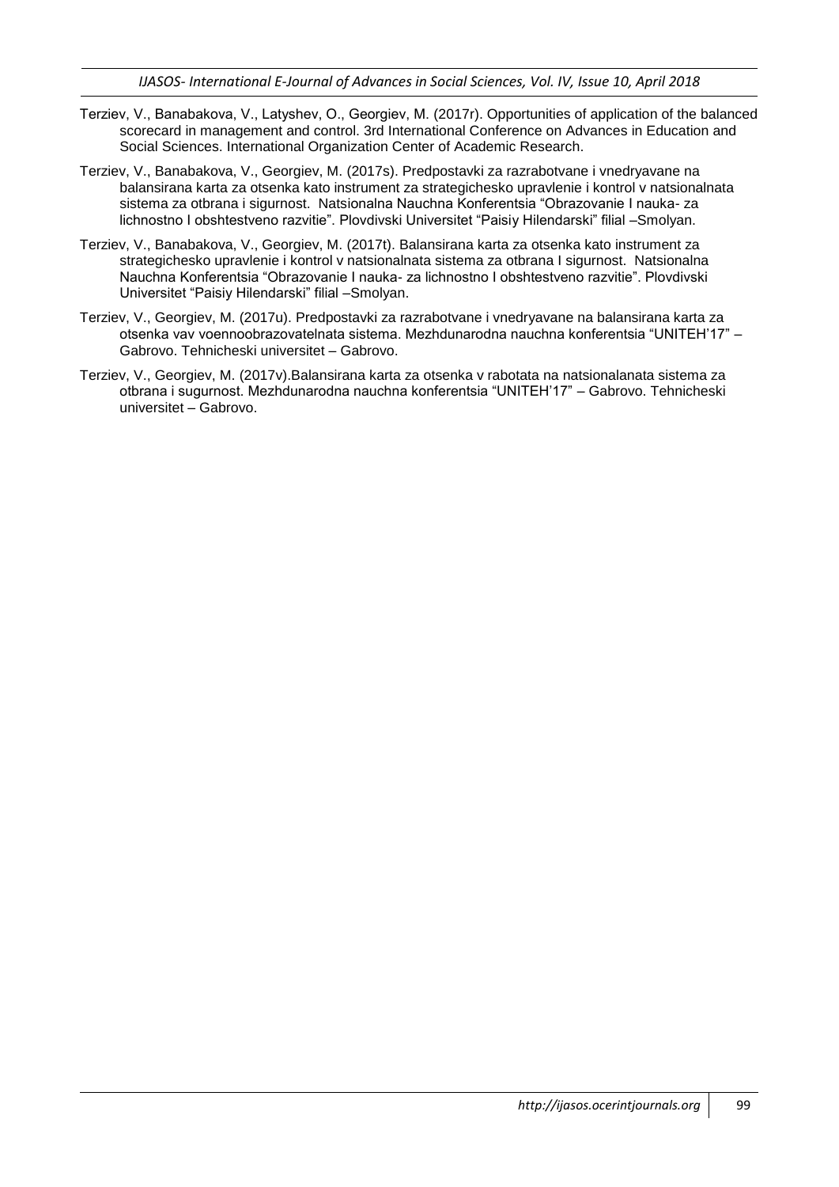Terziev, V., Banabakova, V., Latyshev, O., Georgiev, M. (2017r). Opportunities of application of the balanced scorecard in management and control. 3rd International Conference on Advances in Education and Social Sciences. International Organization Center of Academic Research.

Terziev, V., Banabakova, V., Georgiev, M. (2017s). Predpostavki za razrabotvane i vnedryavane na balansirana karta za otsenka kato instrument za strategichesko upravlenie i kontrol v natsionalnata sistema za otbrana i sigurnost. Natsionalna Nauchna Konferentsia "Obrazovanie I nauka- za lichnostno I obshtestveno razvitie". Plovdivski Universitet "Paisiy Hilendarski" filial –Smolyan.

Terziev, V., Banabakova, V., Georgiev, M. (2017t). Balansirana karta za otsenka kato instrument za strategichesko upravlenie i kontrol v natsionalnata sistema za otbrana I sigurnost. Natsionalna Nauchna Konferentsia "Obrazovanie I nauka- za lichnostno I obshtestveno razvitie". Plovdivski Universitet "Paisiy Hilendarski" filial –Smolyan.

Terziev, V., Georgiev, M. (2017u). Predpostavki za razrabotvane i vnedryavane na balansirana karta za otsenka vav voennoobrazovatelnata sistema. Mezhdunarodna nauchna konferentsia "UNITEH'17" – Gabrovo. Tehnicheski universitet – Gabrovo.

Terziev, V., Georgiev, M. (2017v).Balansirana karta za otsenka v rabotata na natsionalanata sistema za otbrana i sugurnost. Mezhdunarodna nauchna konferentsia "UNITEH'17" – Gabrovo. Tehnicheski universitet – Gabrovo.